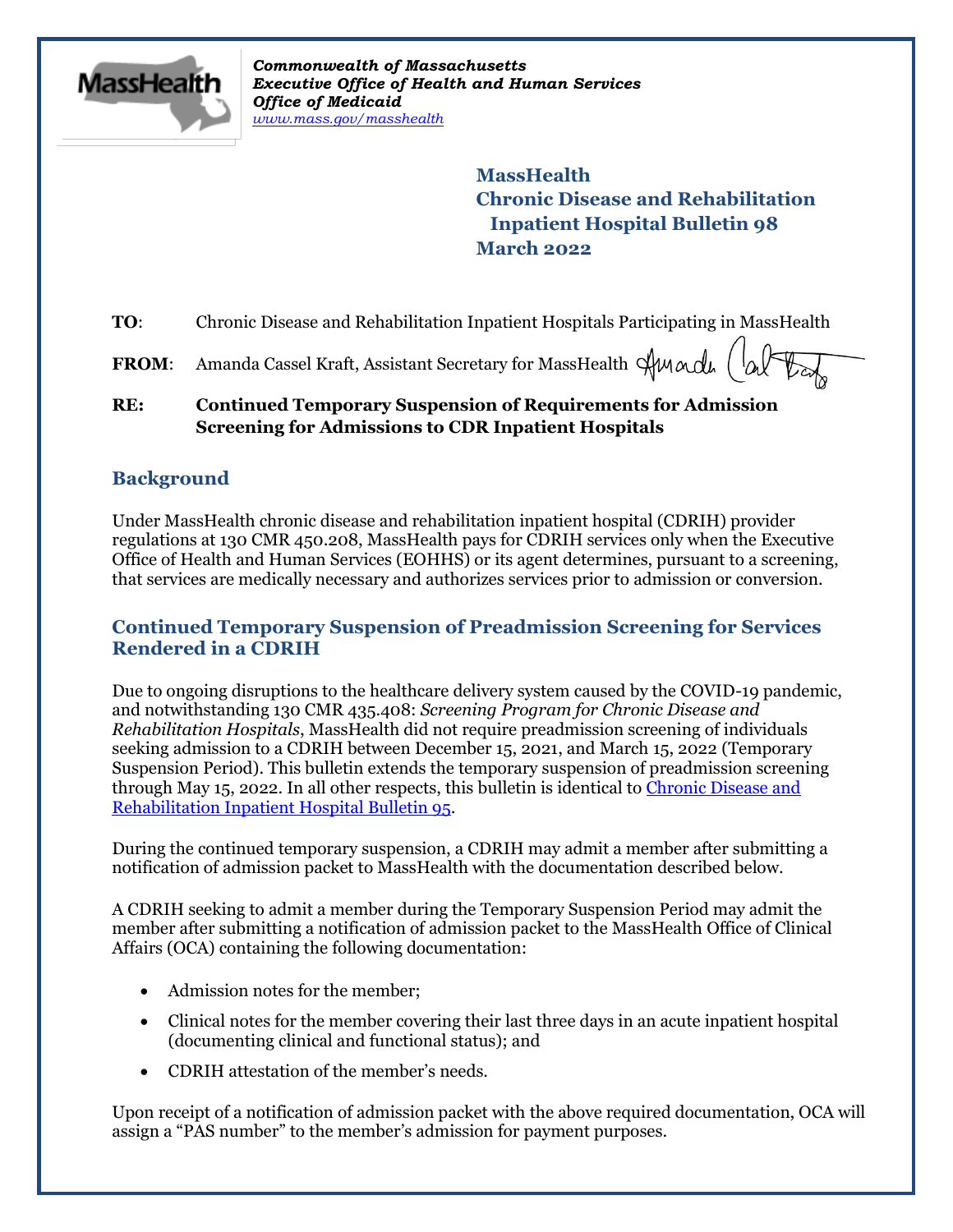*Commonwealth of Massachusetts*
*Executive Office of Health and Human Services*
*Office of Medicaid*
*www.mass.gov/masshealth*

# MassHealth Chronic Disease and Rehabilitation Inpatient Hospital Bulletin 98 March 2022

**TO**: Chronic Disease and Rehabilitation Inpatient Hospitals Participating in MassHealth

**FROM**: Amanda Cassel Kraft, Assistant Secretary for MassHealth

**RE: Continued Temporary Suspension of Requirements for Admission Screening for Admissions to CDR Inpatient Hospitals**

## Background

Under MassHealth chronic disease and rehabilitation inpatient hospital (CDRIH) provider regulations at 130 CMR 450.208, MassHealth pays for CDRIH services only when the Executive Office of Health and Human Services (EOHHS) or its agent determines, pursuant to a screening, that services are medically necessary and authorizes services prior to admission or conversion.

## Continued Temporary Suspension of Preadmission Screening for Services Rendered in a CDRIH

Due to ongoing disruptions to the healthcare delivery system caused by the COVID-19 pandemic, and notwithstanding 130 CMR 435.408: *Screening Program for Chronic Disease and Rehabilitation Hospitals*, MassHealth did not require preadmission screening of individuals seeking admission to a CDRIH between December 15, 2021, and March 15, 2022 (Temporary Suspension Period). This bulletin extends the temporary suspension of preadmission screening through May 15, 2022. In all other respects, this bulletin is identical to Chronic Disease and Rehabilitation Inpatient Hospital Bulletin 95.

During the continued temporary suspension, a CDRIH may admit a member after submitting a notification of admission packet to MassHealth with the documentation described below.

A CDRIH seeking to admit a member during the Temporary Suspension Period may admit the member after submitting a notification of admission packet to the MassHealth Office of Clinical Affairs (OCA) containing the following documentation:

- Admission notes for the member;
- Clinical notes for the member covering their last three days in an acute inpatient hospital (documenting clinical and functional status); and
- CDRIH attestation of the member's needs.

Upon receipt of a notification of admission packet with the above required documentation, OCA will assign a "PAS number" to the member's admission for payment purposes.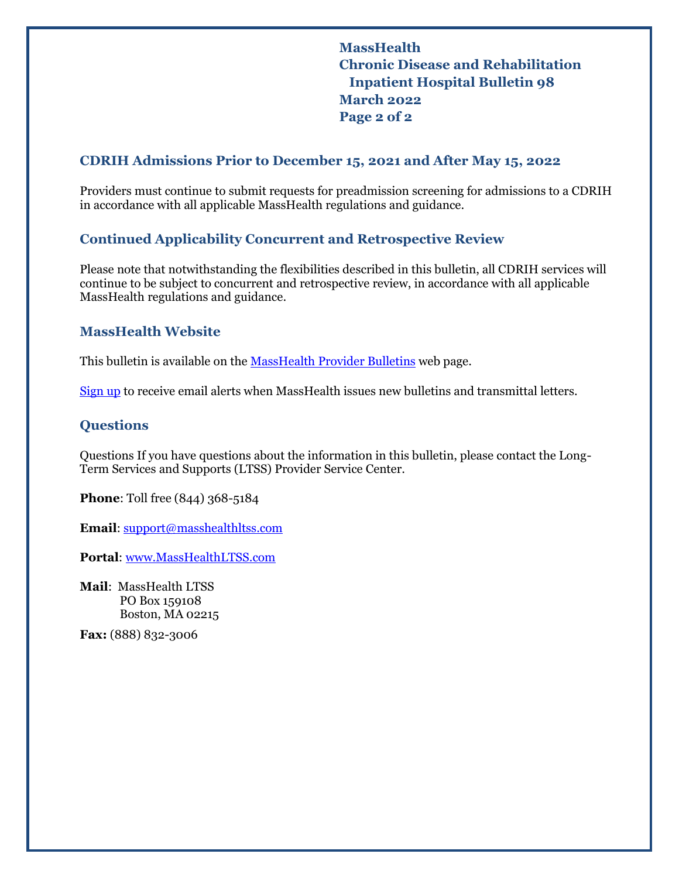## CDRIH Admissions Prior to December 15, 2021 and After May 15, 2022

Providers must continue to submit requests for preadmission screening for admissions to a CDRIH in accordance with all applicable MassHealth regulations and guidance.

## Continued Applicability Concurrent and Retrospective Review

Please note that notwithstanding the flexibilities described in this bulletin, all CDRIH services will continue to be subject to concurrent and retrospective review, in accordance with all applicable MassHealth regulations and guidance.

## MassHealth Website

This bulletin is available on the MassHealth Provider Bulletins web page.

Sign up to receive email alerts when MassHealth issues new bulletins and transmittal letters.

## Questions

Questions If you have questions about the information in this bulletin, please contact the Long-Term Services and Supports (LTSS) Provider Service Center.

**Phone**: Toll free (844) 368-5184

**Email**: support@masshealthltss.com

**Portal**: www.MassHealthLTSS.com

**Mail**: MassHealth LTSS
PO Box 159108
Boston, MA 02215

**Fax:** (888) 832-3006